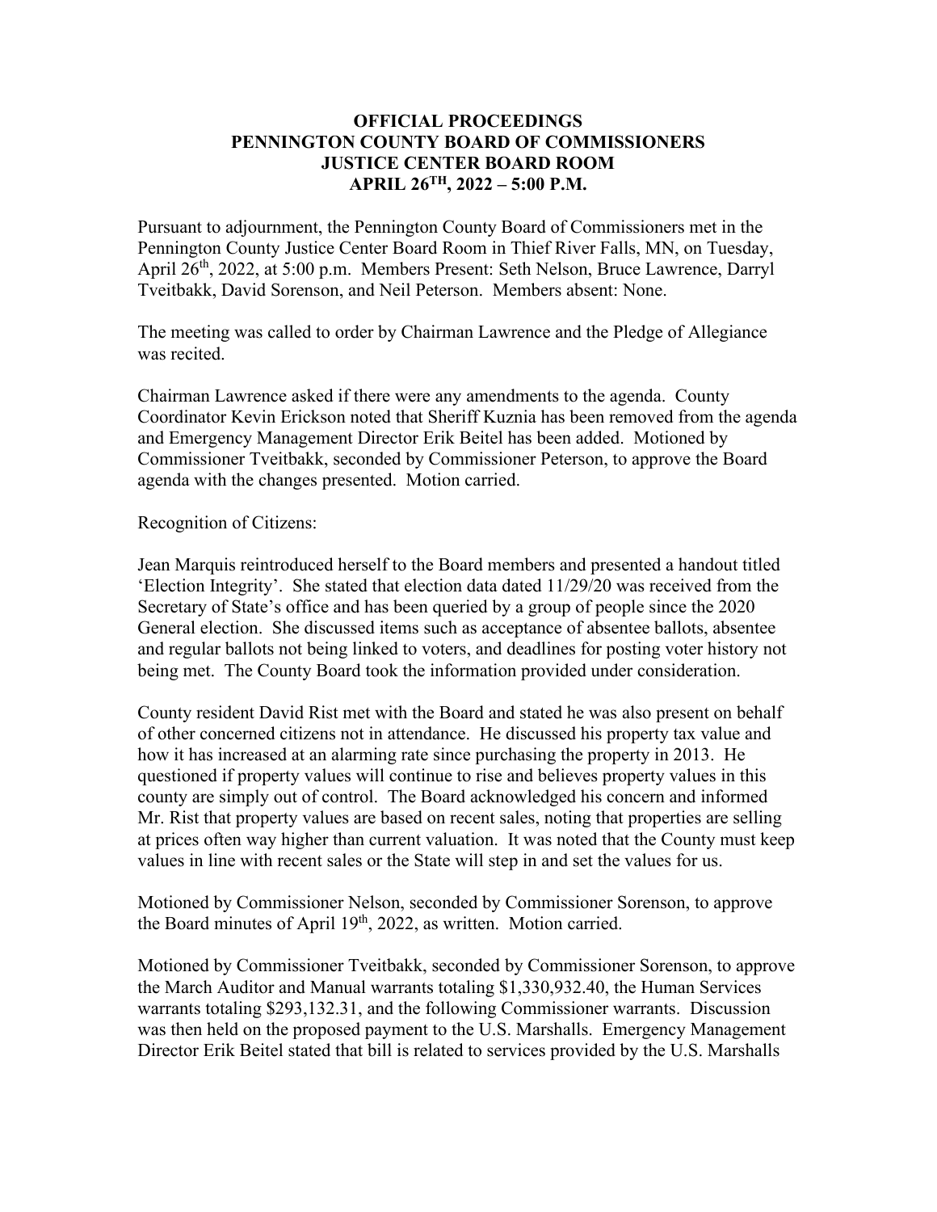**OFFICIAL PROCEEDINGS**
**PENNINGTON COUNTY BOARD OF COMMISSIONERS**
**JUSTICE CENTER BOARD ROOM**
**APRIL 26TH, 2022 – 5:00 P.M.**

Pursuant to adjournment, the Pennington County Board of Commissioners met in the Pennington County Justice Center Board Room in Thief River Falls, MN, on Tuesday, April 26th, 2022, at 5:00 p.m. Members Present: Seth Nelson, Bruce Lawrence, Darryl Tveitbakk, David Sorenson, and Neil Peterson. Members absent: None.

The meeting was called to order by Chairman Lawrence and the Pledge of Allegiance was recited.

Chairman Lawrence asked if there were any amendments to the agenda. County Coordinator Kevin Erickson noted that Sheriff Kuznia has been removed from the agenda and Emergency Management Director Erik Beitel has been added. Motioned by Commissioner Tveitbakk, seconded by Commissioner Peterson, to approve the Board agenda with the changes presented. Motion carried.

Recognition of Citizens:

Jean Marquis reintroduced herself to the Board members and presented a handout titled 'Election Integrity'. She stated that election data dated 11/29/20 was received from the Secretary of State's office and has been queried by a group of people since the 2020 General election. She discussed items such as acceptance of absentee ballots, absentee and regular ballots not being linked to voters, and deadlines for posting voter history not being met. The County Board took the information provided under consideration.

County resident David Rist met with the Board and stated he was also present on behalf of other concerned citizens not in attendance. He discussed his property tax value and how it has increased at an alarming rate since purchasing the property in 2013. He questioned if property values will continue to rise and believes property values in this county are simply out of control. The Board acknowledged his concern and informed Mr. Rist that property values are based on recent sales, noting that properties are selling at prices often way higher than current valuation. It was noted that the County must keep values in line with recent sales or the State will step in and set the values for us.

Motioned by Commissioner Nelson, seconded by Commissioner Sorenson, to approve the Board minutes of April 19th, 2022, as written. Motion carried.

Motioned by Commissioner Tveitbakk, seconded by Commissioner Sorenson, to approve the March Auditor and Manual warrants totaling $1,330,932.40, the Human Services warrants totaling $293,132.31, and the following Commissioner warrants. Discussion was then held on the proposed payment to the U.S. Marshalls. Emergency Management Director Erik Beitel stated that bill is related to services provided by the U.S. Marshalls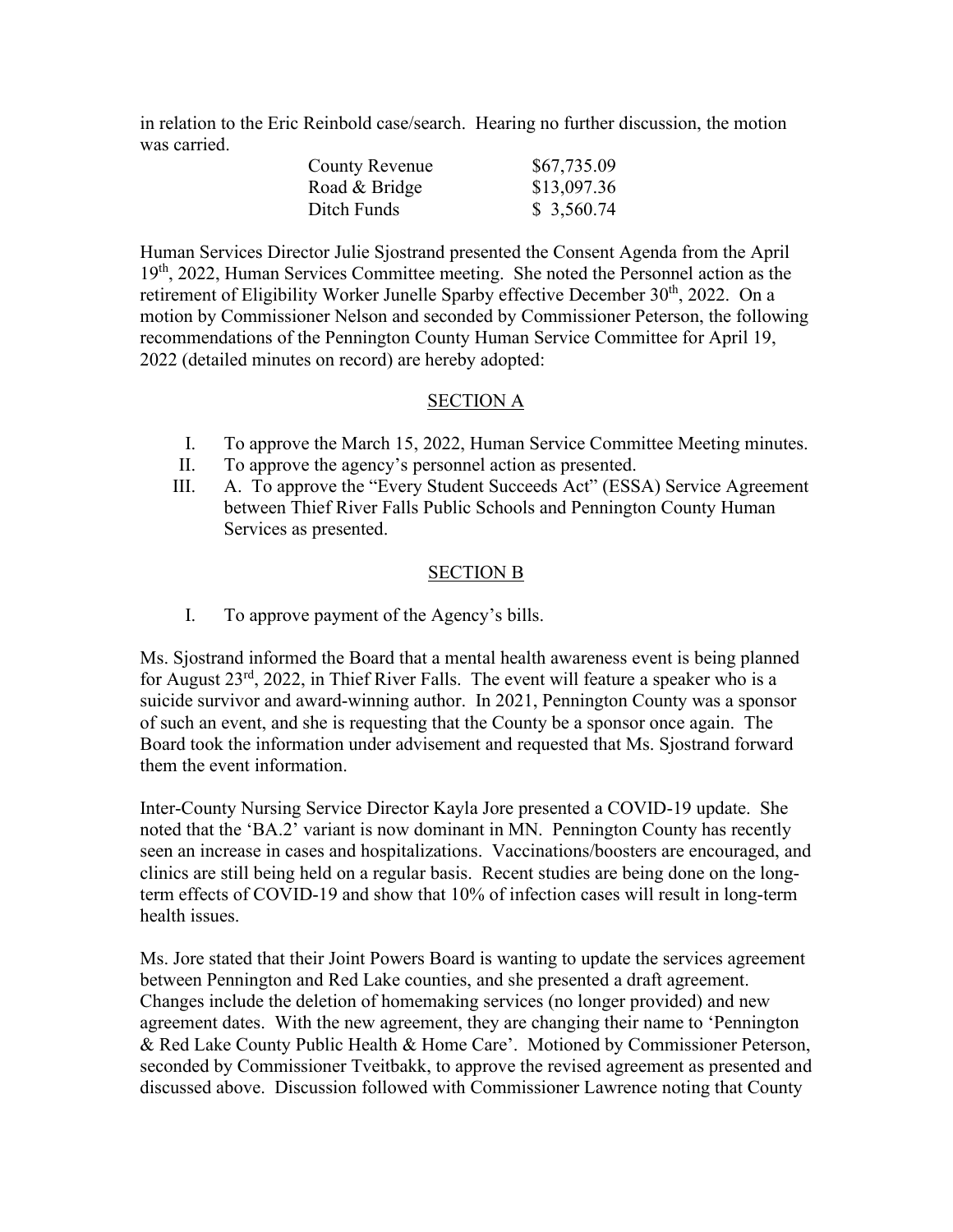in relation to the Eric Reinbold case/search. Hearing no further discussion, the motion was carried.

| | |
|---|---|
| County Revenue | $67,735.09 |
| Road & Bridge | $13,097.36 |
| Ditch Funds | $ 3,560.74 |

Human Services Director Julie Sjostrand presented the Consent Agenda from the April 19th, 2022, Human Services Committee meeting. She noted the Personnel action as the retirement of Eligibility Worker Junelle Sparby effective December 30th, 2022. On a motion by Commissioner Nelson and seconded by Commissioner Peterson, the following recommendations of the Pennington County Human Service Committee for April 19, 2022 (detailed minutes on record) are hereby adopted:

SECTION A

I. To approve the March 15, 2022, Human Service Committee Meeting minutes.
II. To approve the agency's personnel action as presented.
III. A. To approve the "Every Student Succeeds Act" (ESSA) Service Agreement between Thief River Falls Public Schools and Pennington County Human Services as presented.

SECTION B

I. To approve payment of the Agency's bills.

Ms. Sjostrand informed the Board that a mental health awareness event is being planned for August 23rd, 2022, in Thief River Falls. The event will feature a speaker who is a suicide survivor and award-winning author. In 2021, Pennington County was a sponsor of such an event, and she is requesting that the County be a sponsor once again. The Board took the information under advisement and requested that Ms. Sjostrand forward them the event information.

Inter-County Nursing Service Director Kayla Jore presented a COVID-19 update. She noted that the 'BA.2' variant is now dominant in MN. Pennington County has recently seen an increase in cases and hospitalizations. Vaccinations/boosters are encouraged, and clinics are still being held on a regular basis. Recent studies are being done on the long-term effects of COVID-19 and show that 10% of infection cases will result in long-term health issues.

Ms. Jore stated that their Joint Powers Board is wanting to update the services agreement between Pennington and Red Lake counties, and she presented a draft agreement. Changes include the deletion of homemaking services (no longer provided) and new agreement dates. With the new agreement, they are changing their name to 'Pennington & Red Lake County Public Health & Home Care'. Motioned by Commissioner Peterson, seconded by Commissioner Tveitbakk, to approve the revised agreement as presented and discussed above. Discussion followed with Commissioner Lawrence noting that County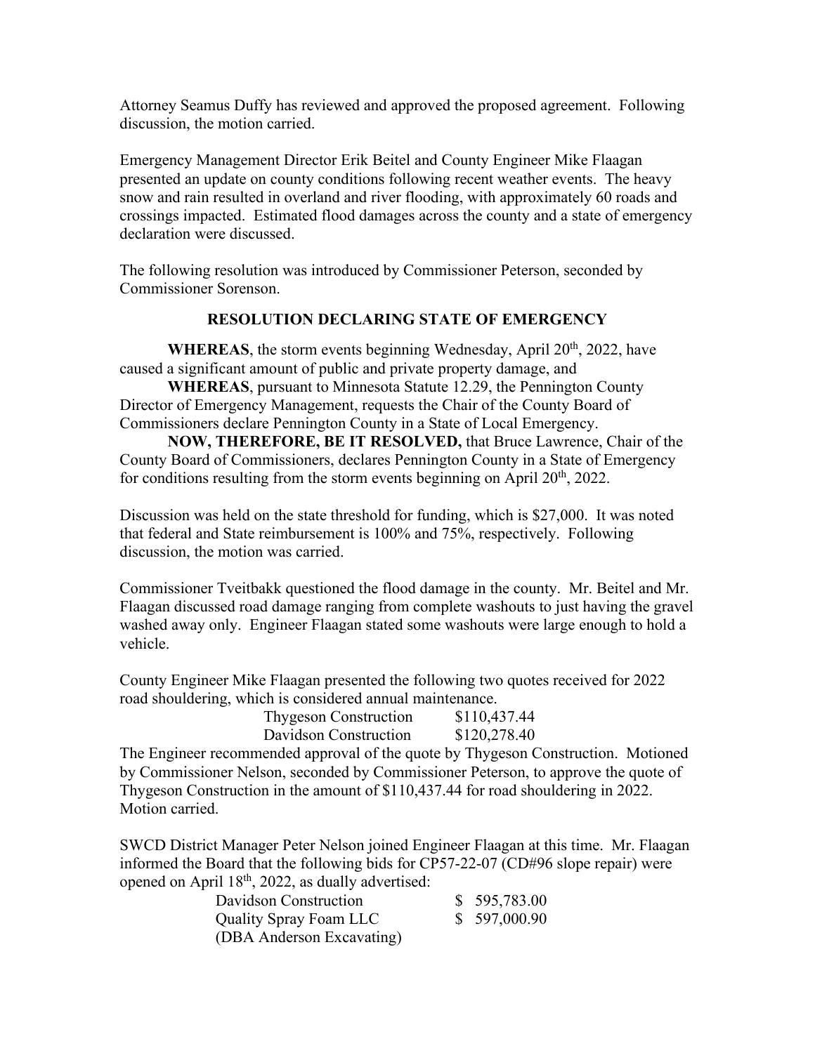Attorney Seamus Duffy has reviewed and approved the proposed agreement. Following discussion, the motion carried.

Emergency Management Director Erik Beitel and County Engineer Mike Flaagan presented an update on county conditions following recent weather events. The heavy snow and rain resulted in overland and river flooding, with approximately 60 roads and crossings impacted. Estimated flood damages across the county and a state of emergency declaration were discussed.

The following resolution was introduced by Commissioner Peterson, seconded by Commissioner Sorenson.

## RESOLUTION DECLARING STATE OF EMERGENCY

**WHEREAS**, the storm events beginning Wednesday, April 20th, 2022, have caused a significant amount of public and private property damage, and

**WHEREAS**, pursuant to Minnesota Statute 12.29, the Pennington County Director of Emergency Management, requests the Chair of the County Board of Commissioners declare Pennington County in a State of Local Emergency.

**NOW, THEREFORE, BE IT RESOLVED,** that Bruce Lawrence, Chair of the County Board of Commissioners, declares Pennington County in a State of Emergency for conditions resulting from the storm events beginning on April 20th, 2022.

Discussion was held on the state threshold for funding, which is $27,000. It was noted that federal and State reimbursement is 100% and 75%, respectively. Following discussion, the motion was carried.

Commissioner Tveitbakk questioned the flood damage in the county. Mr. Beitel and Mr. Flaagan discussed road damage ranging from complete washouts to just having the gravel washed away only. Engineer Flaagan stated some washouts were large enough to hold a vehicle.

County Engineer Mike Flaagan presented the following two quotes received for 2022 road shouldering, which is considered annual maintenance.

| | |
|---|---|
| Thygeson Construction | $110,437.44 |
| Davidson Construction | $120,278.40 |

The Engineer recommended approval of the quote by Thygeson Construction. Motioned by Commissioner Nelson, seconded by Commissioner Peterson, to approve the quote of Thygeson Construction in the amount of $110,437.44 for road shouldering in 2022. Motion carried.

SWCD District Manager Peter Nelson joined Engineer Flaagan at this time. Mr. Flaagan informed the Board that the following bids for CP57-22-07 (CD#96 slope repair) were opened on April 18th, 2022, as dually advertised:

| | |
|---|---|
| Davidson Construction | $ 595,783.00 |
| Quality Spray Foam LLC (DBA Anderson Excavating) | $ 597,000.90 |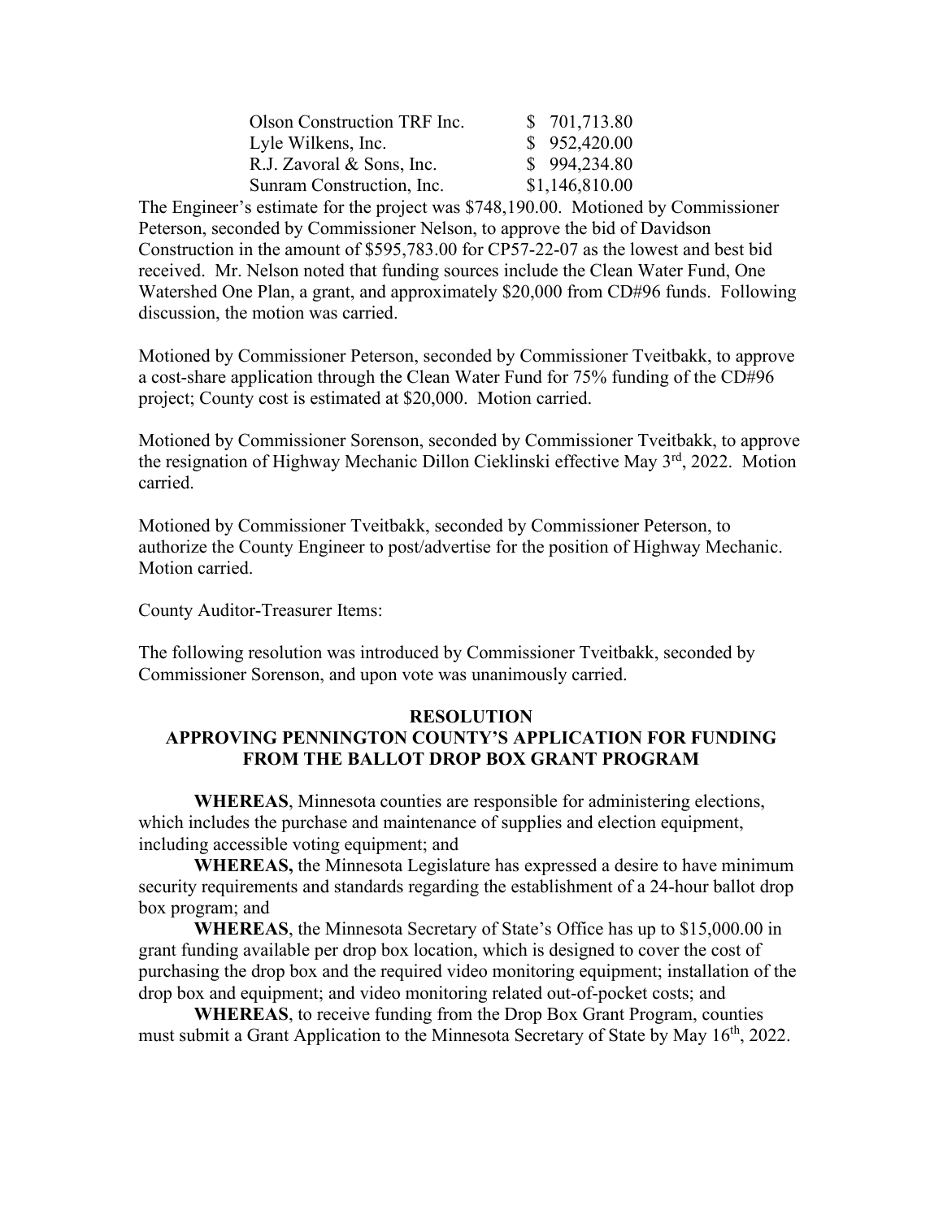| | |
|---|---|
| Olson Construction TRF Inc. | $ 701,713.80 |
| Lyle Wilkens, Inc. | $ 952,420.00 |
| R.J. Zavoral & Sons, Inc. | $ 994,234.80 |
| Sunram Construction, Inc. | $1,146,810.00 |

The Engineer's estimate for the project was $748,190.00. Motioned by Commissioner Peterson, seconded by Commissioner Nelson, to approve the bid of Davidson Construction in the amount of $595,783.00 for CP57-22-07 as the lowest and best bid received. Mr. Nelson noted that funding sources include the Clean Water Fund, One Watershed One Plan, a grant, and approximately $20,000 from CD#96 funds. Following discussion, the motion was carried.

Motioned by Commissioner Peterson, seconded by Commissioner Tveitbakk, to approve a cost-share application through the Clean Water Fund for 75% funding of the CD#96 project; County cost is estimated at $20,000. Motion carried.

Motioned by Commissioner Sorenson, seconded by Commissioner Tveitbakk, to approve the resignation of Highway Mechanic Dillon Cieklinski effective May 3rd, 2022. Motion carried.

Motioned by Commissioner Tveitbakk, seconded by Commissioner Peterson, to authorize the County Engineer to post/advertise for the position of Highway Mechanic. Motion carried.

County Auditor-Treasurer Items:

The following resolution was introduced by Commissioner Tveitbakk, seconded by Commissioner Sorenson, and upon vote was unanimously carried.

**RESOLUTION**
**APPROVING PENNINGTON COUNTY'S APPLICATION FOR FUNDING FROM THE BALLOT DROP BOX GRANT PROGRAM**

**WHEREAS**, Minnesota counties are responsible for administering elections, which includes the purchase and maintenance of supplies and election equipment, including accessible voting equipment; and

**WHEREAS,** the Minnesota Legislature has expressed a desire to have minimum security requirements and standards regarding the establishment of a 24-hour ballot drop box program; and

**WHEREAS**, the Minnesota Secretary of State's Office has up to $15,000.00 in grant funding available per drop box location, which is designed to cover the cost of purchasing the drop box and the required video monitoring equipment; installation of the drop box and equipment; and video monitoring related out-of-pocket costs; and

**WHEREAS**, to receive funding from the Drop Box Grant Program, counties must submit a Grant Application to the Minnesota Secretary of State by May 16th, 2022.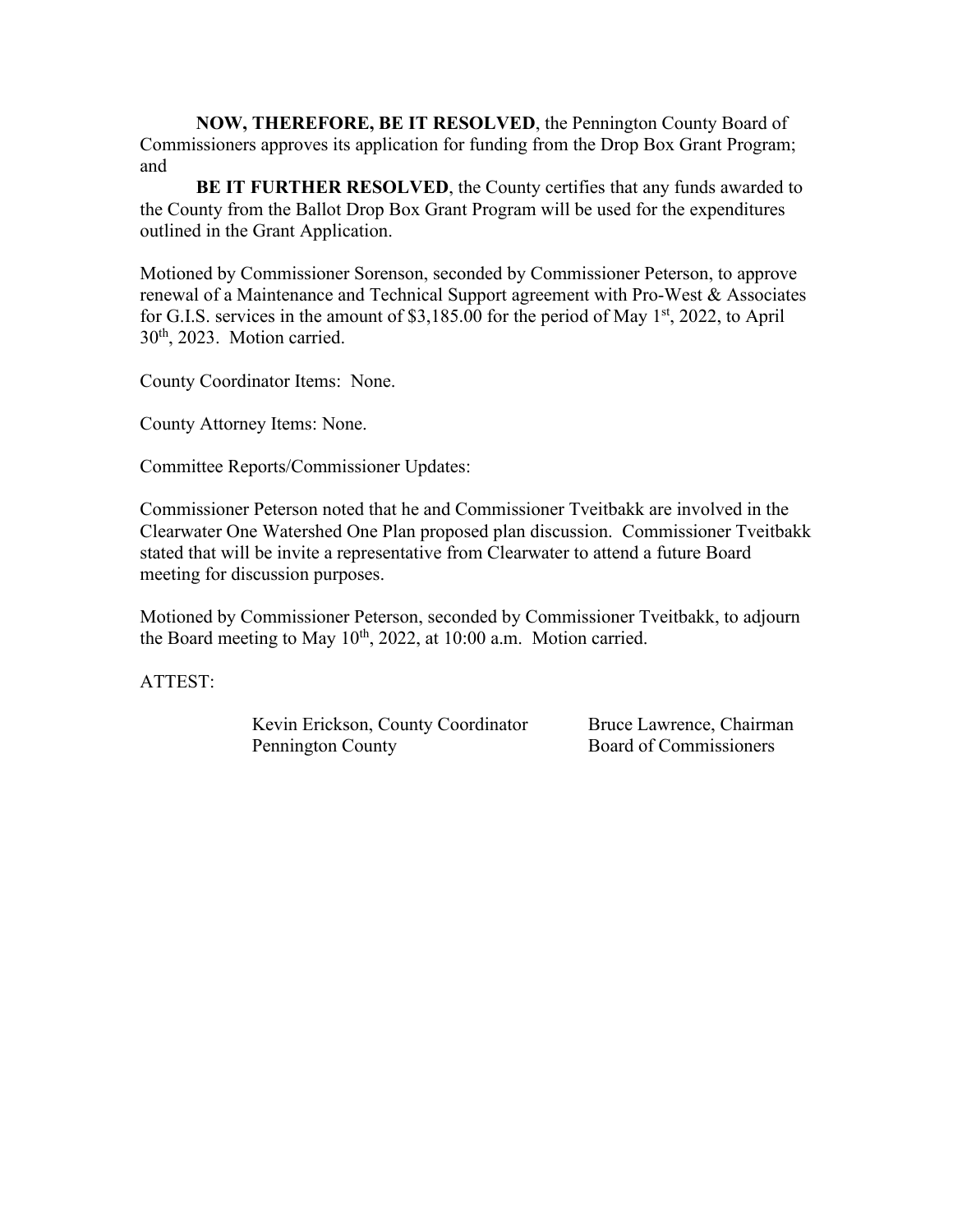**NOW, THEREFORE, BE IT RESOLVED**, the Pennington County Board of Commissioners approves its application for funding from the Drop Box Grant Program; and

**BE IT FURTHER RESOLVED**, the County certifies that any funds awarded to the County from the Ballot Drop Box Grant Program will be used for the expenditures outlined in the Grant Application.

Motioned by Commissioner Sorenson, seconded by Commissioner Peterson, to approve renewal of a Maintenance and Technical Support agreement with Pro-West & Associates for G.I.S. services in the amount of $3,185.00 for the period of May 1st, 2022, to April 30th, 2023. Motion carried.

County Coordinator Items: None.

County Attorney Items: None.

Committee Reports/Commissioner Updates:

Commissioner Peterson noted that he and Commissioner Tveitbakk are involved in the Clearwater One Watershed One Plan proposed plan discussion. Commissioner Tveitbakk stated that will be invite a representative from Clearwater to attend a future Board meeting for discussion purposes.

Motioned by Commissioner Peterson, seconded by Commissioner Tveitbakk, to adjourn the Board meeting to May 10th, 2022, at 10:00 a.m. Motion carried.

ATTEST:

| | |
|---|---|
| Kevin Erickson, County Coordinator | Bruce Lawrence, Chairman |
| Pennington County | Board of Commissioners |